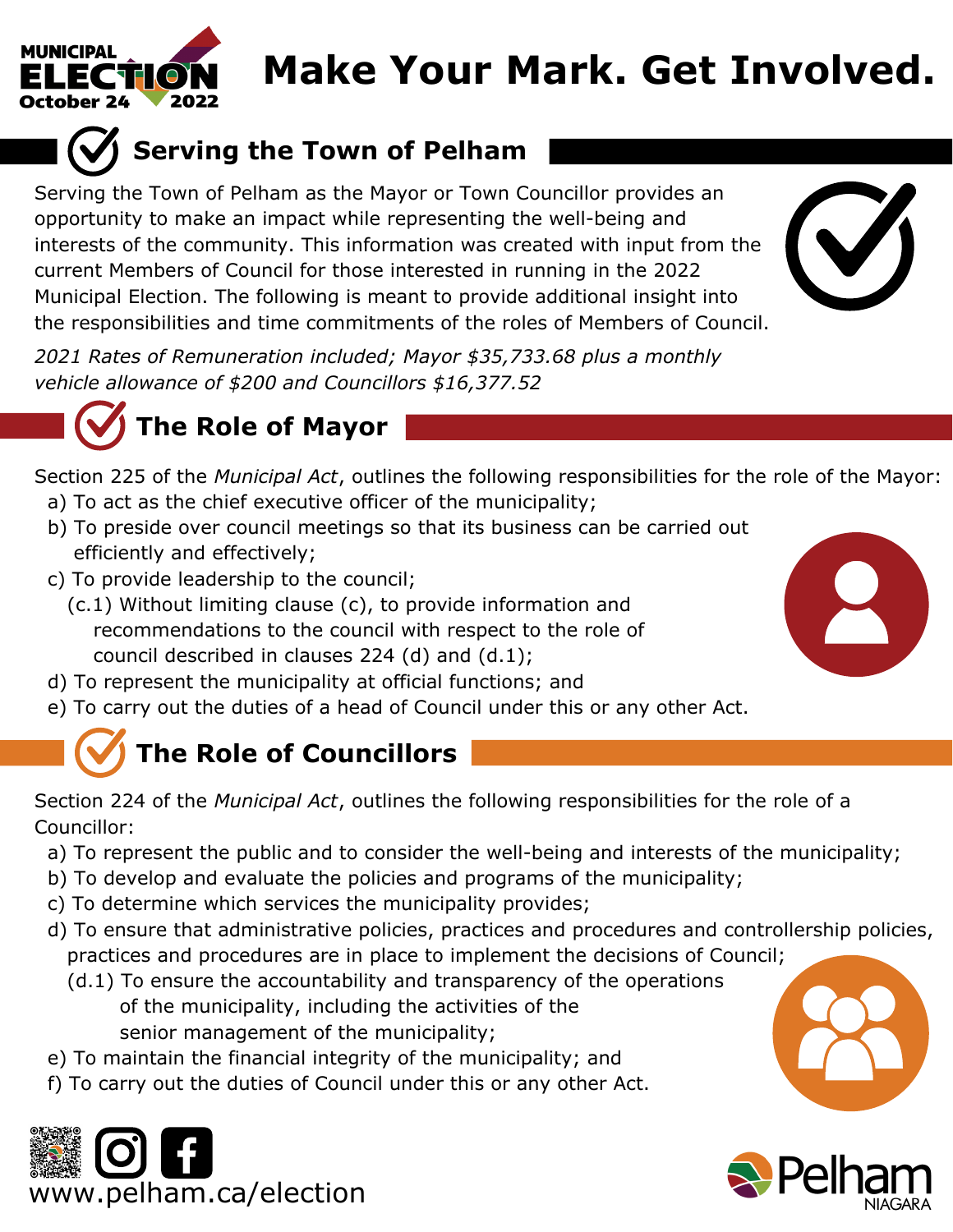MUNICIPAL ELECTION October 24 2022

# Make Your Mark. Get Involved.

## Serving the Town of Pelham

Serving the Town of Pelham as the Mayor or Town Councillor provides an opportunity to make an impact while representing the well-being and interests of the community. This information was created with input from the current Members of Council for those interested in running in the 2022 Municipal Election. The following is meant to provide additional insight into the responsibilities and time commitments of the roles of Members of Council.

*2021 Rates of Remuneration included; Mayor $35,733.68 plus a monthly vehicle allowance of $200 and Councillors $16,377.52*

## The Role of Mayor

Section 225 of the *Municipal Act*, outlines the following responsibilities for the role of the Mayor:

- a) To act as the chief executive officer of the municipality;
- b) To preside over council meetings so that its business can be carried out efficiently and effectively;
- c) To provide leadership to the council;
  - (c.1) Without limiting clause (c), to provide information and recommendations to the council with respect to the role of council described in clauses 224 (d) and (d.1);
- d) To represent the municipality at official functions; and
- e) To carry out the duties of a head of Council under this or any other Act.

## The Role of Councillors

Section 224 of the *Municipal Act*, outlines the following responsibilities for the role of a Councillor:

- a) To represent the public and to consider the well-being and interests of the municipality;
- b) To develop and evaluate the policies and programs of the municipality;
- c) To determine which services the municipality provides;
- d) To ensure that administrative policies, practices and procedures and controllership policies, practices and procedures are in place to implement the decisions of Council;
  - (d.1) To ensure the accountability and transparency of the operations of the municipality, including the activities of the senior management of the municipality;
- e) To maintain the financial integrity of the municipality; and
- f) To carry out the duties of Council under this or any other Act.

www.pelham.ca/election

Pelham NIAGARA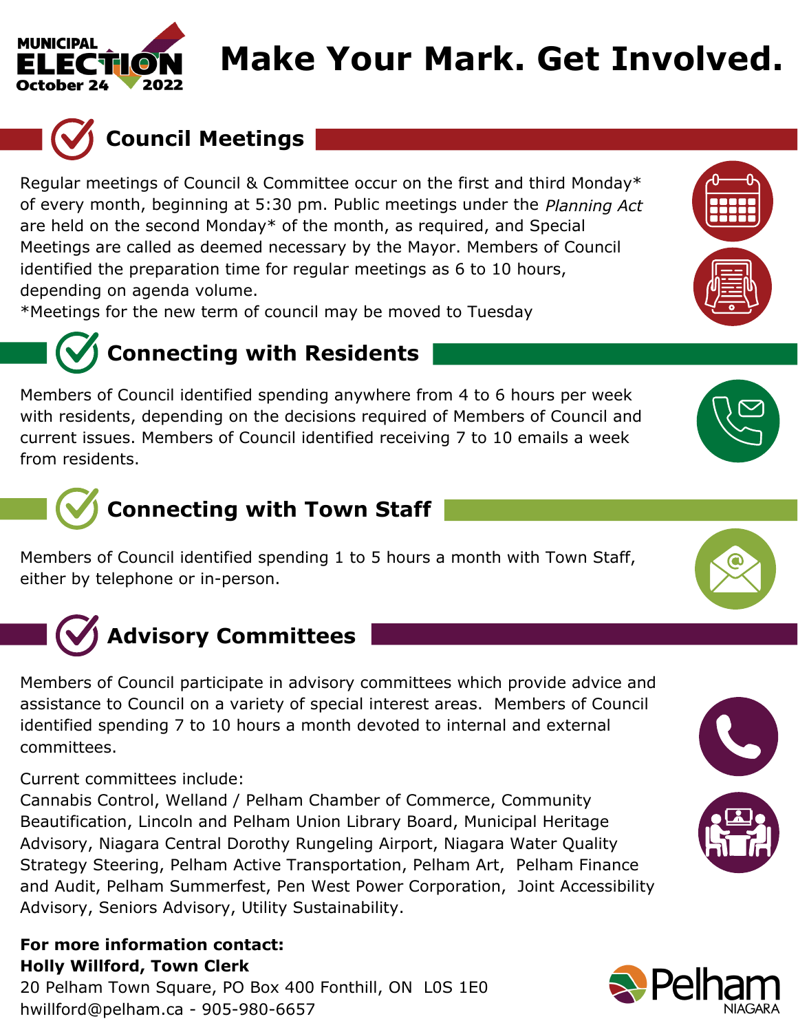MUNICIPAL ELECTION October 24 2022

# Make Your Mark. Get Involved.

## Council Meetings

Regular meetings of Council & Committee occur on the first and third Monday* of every month, beginning at 5:30 pm. Public meetings under the *Planning Act* are held on the second Monday* of the month, as required, and Special Meetings are called as deemed necessary by the Mayor. Members of Council identified the preparation time for regular meetings as 6 to 10 hours, depending on agenda volume.

*Meetings for the new term of council may be moved to Tuesday

## Connecting with Residents

Members of Council identified spending anywhere from 4 to 6 hours per week with residents, depending on the decisions required of Members of Council and current issues. Members of Council identified receiving 7 to 10 emails a week from residents.

## Connecting with Town Staff

Members of Council identified spending 1 to 5 hours a month with Town Staff, either by telephone or in-person.

## Advisory Committees

Members of Council participate in advisory committees which provide advice and assistance to Council on a variety of special interest areas. Members of Council identified spending 7 to 10 hours a month devoted to internal and external committees.

Current committees include:
Cannabis Control, Welland / Pelham Chamber of Commerce, Community Beautification, Lincoln and Pelham Union Library Board, Municipal Heritage Advisory, Niagara Central Dorothy Rungeling Airport, Niagara Water Quality Strategy Steering, Pelham Active Transportation, Pelham Art, Pelham Finance and Audit, Pelham Summerfest, Pen West Power Corporation, Joint Accessibility Advisory, Seniors Advisory, Utility Sustainability.

**For more information contact:**
**Holly Willford, Town Clerk**
20 Pelham Town Square, PO Box 400 Fonthill, ON L0S 1E0
hwillford@pelham.ca - 905-980-6657

Pelham NIAGARA